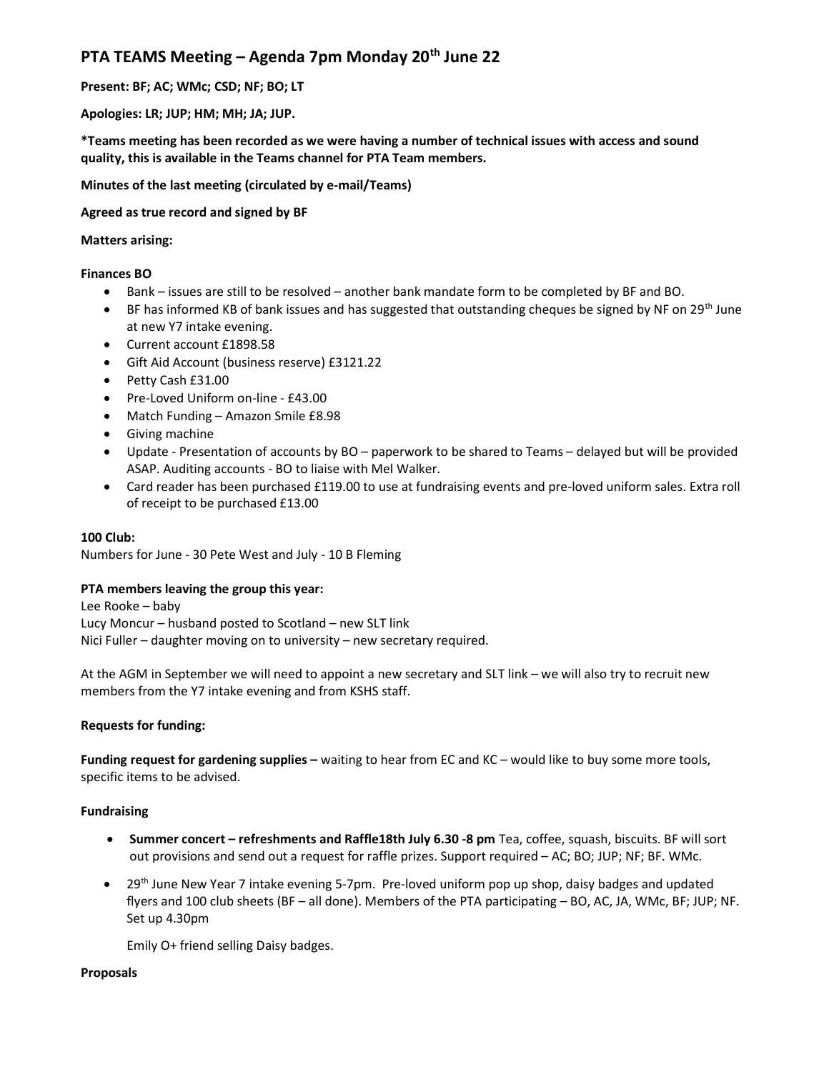# PTA TEAMS Meeting – Agenda 7pm Monday 20th June 22

**Present: BF; AC; WMc; CSD; NF; BO; LT**

**Apologies: LR; JUP; HM; MH; JA; JUP.**

***Teams meeting has been recorded as we were having a number of technical issues with access and sound quality, this is available in the Teams channel for PTA Team members.**

**Minutes of the last meeting (circulated by e-mail/Teams)**

**Agreed as true record and signed by BF**

**Matters arising:**

**Finances BO**

- Bank – issues are still to be resolved – another bank mandate form to be completed by BF and BO.
- BF has informed KB of bank issues and has suggested that outstanding cheques be signed by NF on 29th June at new Y7 intake evening.
- Current account £1898.58
- Gift Aid Account (business reserve) £3121.22
- Petty Cash £31.00
- Pre-Loved Uniform on-line - £43.00
- Match Funding – Amazon Smile £8.98
- Giving machine
- Update - Presentation of accounts by BO – paperwork to be shared to Teams – delayed but will be provided ASAP. Auditing accounts - BO to liaise with Mel Walker.
- Card reader has been purchased £119.00 to use at fundraising events and pre-loved uniform sales. Extra roll of receipt to be purchased £13.00

**100 Club:**

Numbers for June - 30 Pete West and July - 10 B Fleming

**PTA members leaving the group this year:**

Lee Rooke – baby
Lucy Moncur – husband posted to Scotland – new SLT link
Nici Fuller – daughter moving on to university – new secretary required.

At the AGM in September we will need to appoint a new secretary and SLT link – we will also try to recruit new members from the Y7 intake evening and from KSHS staff.

**Requests for funding:**

**Funding request for gardening supplies –** waiting to hear from EC and KC – would like to buy some more tools, specific items to be advised.

**Fundraising**

- **Summer concert – refreshments and Raffle18th July 6.30 -8 pm** Tea, coffee, squash, biscuits. BF will sort out provisions and send out a request for raffle prizes. Support required – AC; BO; JUP; NF; BF. WMc.
- 29th June New Year 7 intake evening 5-7pm. Pre-loved uniform pop up shop, daisy badges and updated flyers and 100 club sheets (BF – all done). Members of the PTA participating – BO, AC, JA, WMc, BF; JUP; NF. Set up 4.30pm

  Emily O+ friend selling Daisy badges.

**Proposals**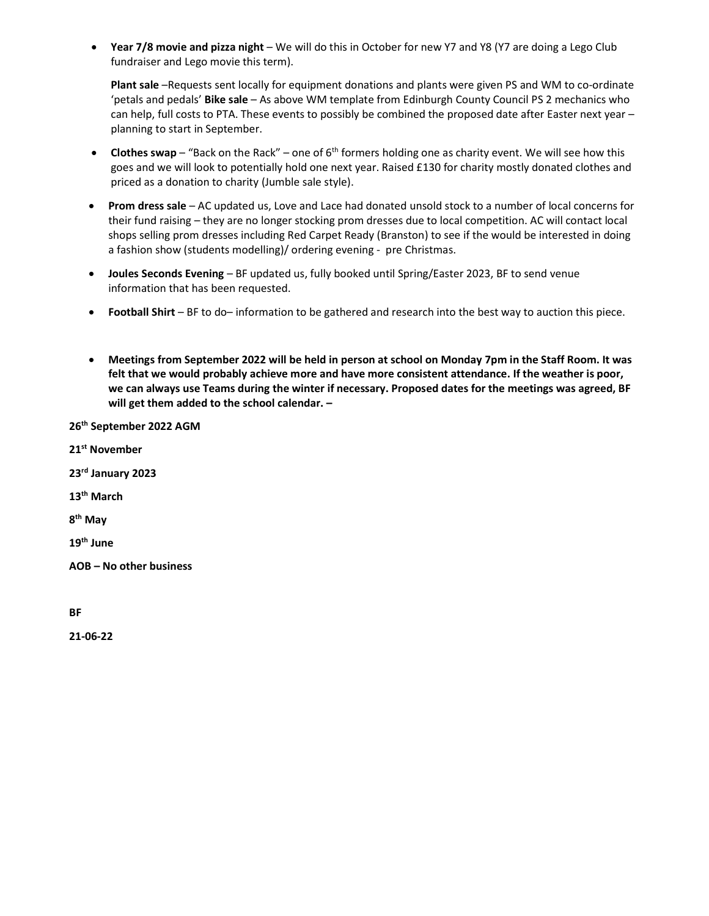- **Year 7/8 movie and pizza night** – We will do this in October for new Y7 and Y8 (Y7 are doing a Lego Club fundraiser and Lego movie this term).

  **Plant sale** –Requests sent locally for equipment donations and plants were given PS and WM to co-ordinate 'petals and pedals' **Bike sale** – As above WM template from Edinburgh County Council PS 2 mechanics who can help, full costs to PTA. These events to possibly be combined the proposed date after Easter next year – planning to start in September.

- **Clothes swap** – "Back on the Rack" – one of 6th formers holding one as charity event. We will see how this goes and we will look to potentially hold one next year. Raised £130 for charity mostly donated clothes and priced as a donation to charity (Jumble sale style).

- **Prom dress sale** – AC updated us, Love and Lace had donated unsold stock to a number of local concerns for their fund raising – they are no longer stocking prom dresses due to local competition. AC will contact local shops selling prom dresses including Red Carpet Ready (Branston) to see if the would be interested in doing a fashion show (students modelling)/ ordering evening - pre Christmas.

- **Joules Seconds Evening** – BF updated us, fully booked until Spring/Easter 2023, BF to send venue information that has been requested.

- **Football Shirt** – BF to do– information to be gathered and research into the best way to auction this piece.

- **Meetings from September 2022 will be held in person at school on Monday 7pm in the Staff Room. It was felt that we would probably achieve more and have more consistent attendance. If the weather is poor, we can always use Teams during the winter if necessary. Proposed dates for the meetings was agreed, BF will get them added to the school calendar. –**

**26th September 2022 AGM**

**21st November**

**23rd January 2023**

**13th March**

**8th May**

**19th June**

**AOB – No other business**

**BF**

**21-06-22**